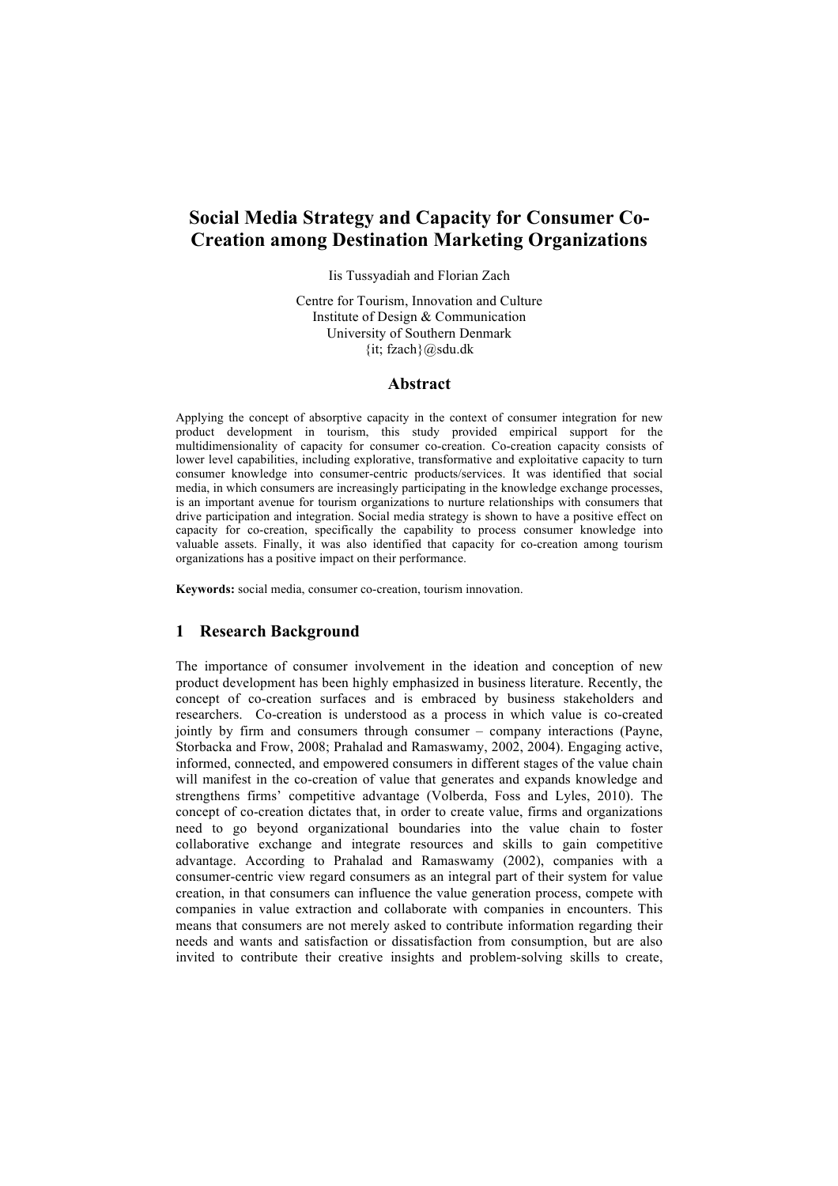# Social Media Strategy and Capacity for Consumer Co-Creation among Destination Marketing Organizations

Iis Tussyadiah and Florian Zach

Centre for Tourism, Innovation and Culture
Institute of Design & Communication
University of Southern Denmark
{it; fzach}@sdu.dk

## Abstract

Applying the concept of absorptive capacity in the context of consumer integration for new product development in tourism, this study provided empirical support for the multidimensionality of capacity for consumer co-creation. Co-creation capacity consists of lower level capabilities, including explorative, transformative and exploitative capacity to turn consumer knowledge into consumer-centric products/services. It was identified that social media, in which consumers are increasingly participating in the knowledge exchange processes, is an important avenue for tourism organizations to nurture relationships with consumers that drive participation and integration. Social media strategy is shown to have a positive effect on capacity for co-creation, specifically the capability to process consumer knowledge into valuable assets. Finally, it was also identified that capacity for co-creation among tourism organizations has a positive impact on their performance.

**Keywords:** social media, consumer co-creation, tourism innovation.

## 1 Research Background

The importance of consumer involvement in the ideation and conception of new product development has been highly emphasized in business literature. Recently, the concept of co-creation surfaces and is embraced by business stakeholders and researchers. Co-creation is understood as a process in which value is co-created jointly by firm and consumers through consumer – company interactions (Payne, Storbacka and Frow, 2008; Prahalad and Ramaswamy, 2002, 2004). Engaging active, informed, connected, and empowered consumers in different stages of the value chain will manifest in the co-creation of value that generates and expands knowledge and strengthens firms' competitive advantage (Volberda, Foss and Lyles, 2010). The concept of co-creation dictates that, in order to create value, firms and organizations need to go beyond organizational boundaries into the value chain to foster collaborative exchange and integrate resources and skills to gain competitive advantage. According to Prahalad and Ramaswamy (2002), companies with a consumer-centric view regard consumers as an integral part of their system for value creation, in that consumers can influence the value generation process, compete with companies in value extraction and collaborate with companies in encounters. This means that consumers are not merely asked to contribute information regarding their needs and wants and satisfaction or dissatisfaction from consumption, but are also invited to contribute their creative insights and problem-solving skills to create,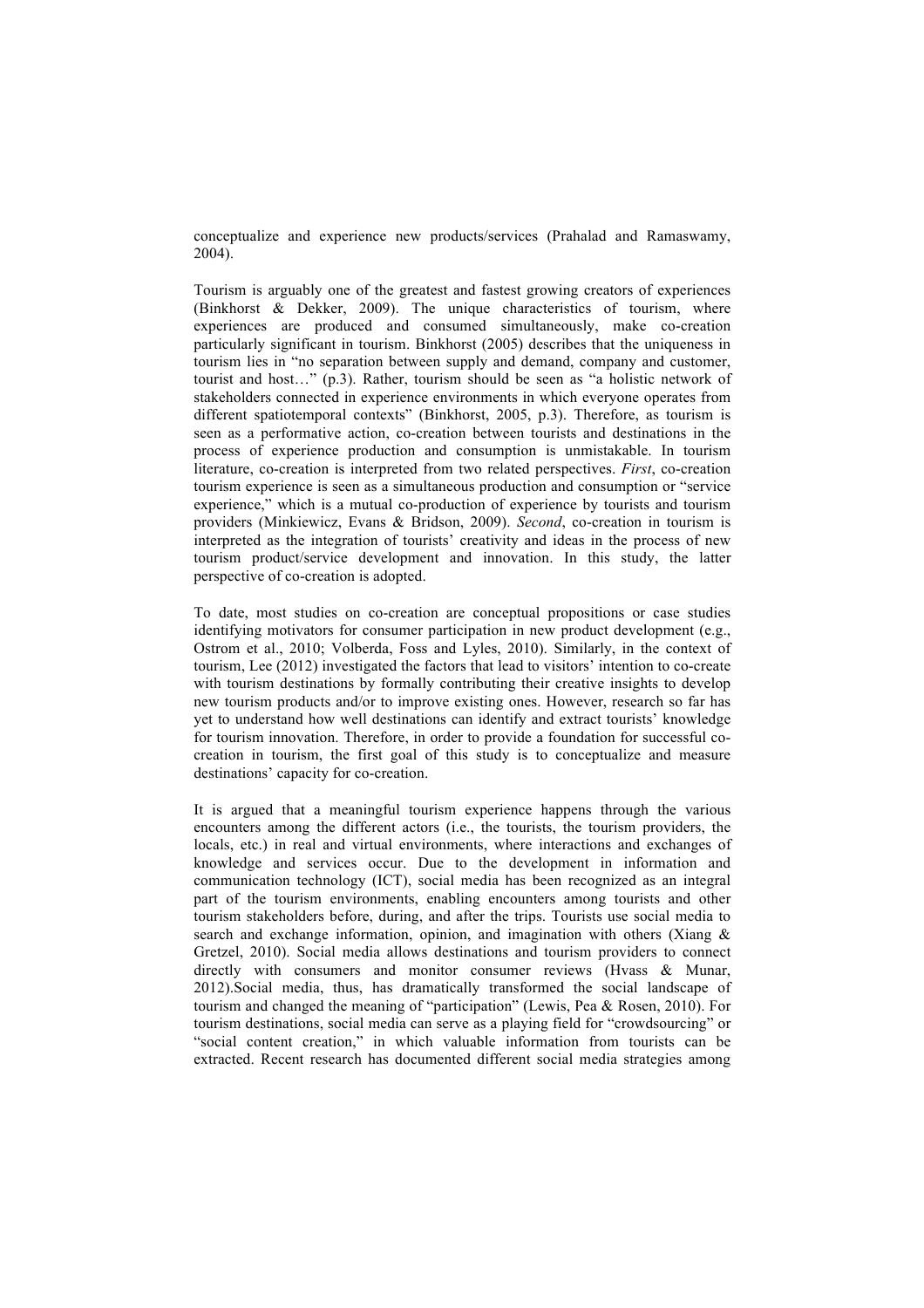conceptualize and experience new products/services (Prahalad and Ramaswamy, 2004).

Tourism is arguably one of the greatest and fastest growing creators of experiences (Binkhorst & Dekker, 2009). The unique characteristics of tourism, where experiences are produced and consumed simultaneously, make co-creation particularly significant in tourism. Binkhorst (2005) describes that the uniqueness in tourism lies in "no separation between supply and demand, company and customer, tourist and host…" (p.3). Rather, tourism should be seen as "a holistic network of stakeholders connected in experience environments in which everyone operates from different spatiotemporal contexts" (Binkhorst, 2005, p.3). Therefore, as tourism is seen as a performative action, co-creation between tourists and destinations in the process of experience production and consumption is unmistakable. In tourism literature, co-creation is interpreted from two related perspectives. *First*, co-creation tourism experience is seen as a simultaneous production and consumption or "service experience," which is a mutual co-production of experience by tourists and tourism providers (Minkiewicz, Evans & Bridson, 2009). *Second*, co-creation in tourism is interpreted as the integration of tourists' creativity and ideas in the process of new tourism product/service development and innovation. In this study, the latter perspective of co-creation is adopted.

To date, most studies on co-creation are conceptual propositions or case studies identifying motivators for consumer participation in new product development (e.g., Ostrom et al., 2010; Volberda, Foss and Lyles, 2010). Similarly, in the context of tourism, Lee (2012) investigated the factors that lead to visitors' intention to co-create with tourism destinations by formally contributing their creative insights to develop new tourism products and/or to improve existing ones. However, research so far has yet to understand how well destinations can identify and extract tourists' knowledge for tourism innovation. Therefore, in order to provide a foundation for successful co-creation in tourism, the first goal of this study is to conceptualize and measure destinations' capacity for co-creation.

It is argued that a meaningful tourism experience happens through the various encounters among the different actors (i.e., the tourists, the tourism providers, the locals, etc.) in real and virtual environments, where interactions and exchanges of knowledge and services occur. Due to the development in information and communication technology (ICT), social media has been recognized as an integral part of the tourism environments, enabling encounters among tourists and other tourism stakeholders before, during, and after the trips. Tourists use social media to search and exchange information, opinion, and imagination with others (Xiang & Gretzel, 2010). Social media allows destinations and tourism providers to connect directly with consumers and monitor consumer reviews (Hvass & Munar, 2012).Social media, thus, has dramatically transformed the social landscape of tourism and changed the meaning of "participation" (Lewis, Pea & Rosen, 2010). For tourism destinations, social media can serve as a playing field for "crowdsourcing" or "social content creation," in which valuable information from tourists can be extracted. Recent research has documented different social media strategies among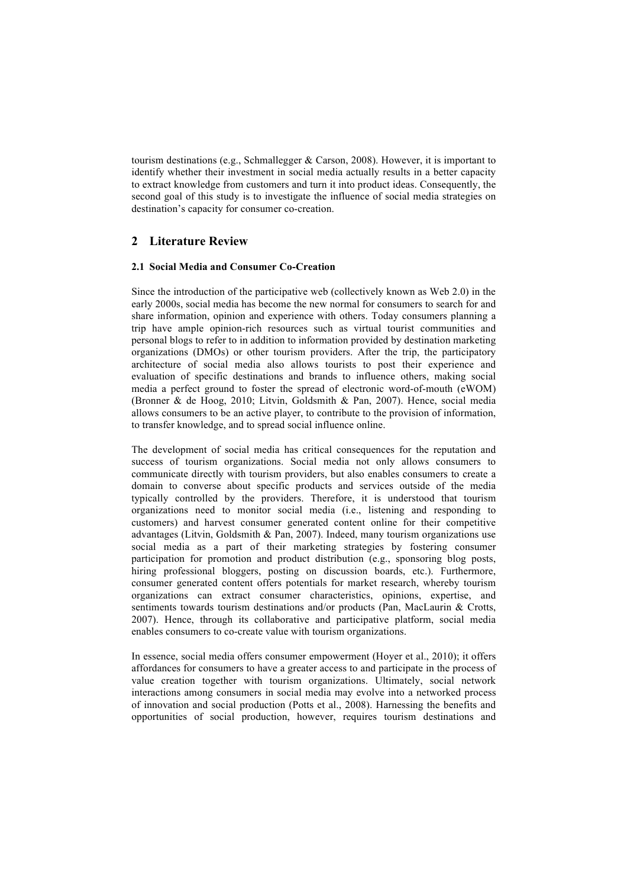tourism destinations (e.g., Schmallegger & Carson, 2008). However, it is important to identify whether their investment in social media actually results in a better capacity to extract knowledge from customers and turn it into product ideas. Consequently, the second goal of this study is to investigate the influence of social media strategies on destination's capacity for consumer co-creation.

## 2 Literature Review

### 2.1 Social Media and Consumer Co-Creation

Since the introduction of the participative web (collectively known as Web 2.0) in the early 2000s, social media has become the new normal for consumers to search for and share information, opinion and experience with others. Today consumers planning a trip have ample opinion-rich resources such as virtual tourist communities and personal blogs to refer to in addition to information provided by destination marketing organizations (DMOs) or other tourism providers. After the trip, the participatory architecture of social media also allows tourists to post their experience and evaluation of specific destinations and brands to influence others, making social media a perfect ground to foster the spread of electronic word-of-mouth (eWOM) (Bronner & de Hoog, 2010; Litvin, Goldsmith & Pan, 2007). Hence, social media allows consumers to be an active player, to contribute to the provision of information, to transfer knowledge, and to spread social influence online.

The development of social media has critical consequences for the reputation and success of tourism organizations. Social media not only allows consumers to communicate directly with tourism providers, but also enables consumers to create a domain to converse about specific products and services outside of the media typically controlled by the providers. Therefore, it is understood that tourism organizations need to monitor social media (i.e., listening and responding to customers) and harvest consumer generated content online for their competitive advantages (Litvin, Goldsmith & Pan, 2007). Indeed, many tourism organizations use social media as a part of their marketing strategies by fostering consumer participation for promotion and product distribution (e.g., sponsoring blog posts, hiring professional bloggers, posting on discussion boards, etc.). Furthermore, consumer generated content offers potentials for market research, whereby tourism organizations can extract consumer characteristics, opinions, expertise, and sentiments towards tourism destinations and/or products (Pan, MacLaurin & Crotts, 2007). Hence, through its collaborative and participative platform, social media enables consumers to co-create value with tourism organizations.

In essence, social media offers consumer empowerment (Hoyer et al., 2010); it offers affordances for consumers to have a greater access to and participate in the process of value creation together with tourism organizations. Ultimately, social network interactions among consumers in social media may evolve into a networked process of innovation and social production (Potts et al., 2008). Harnessing the benefits and opportunities of social production, however, requires tourism destinations and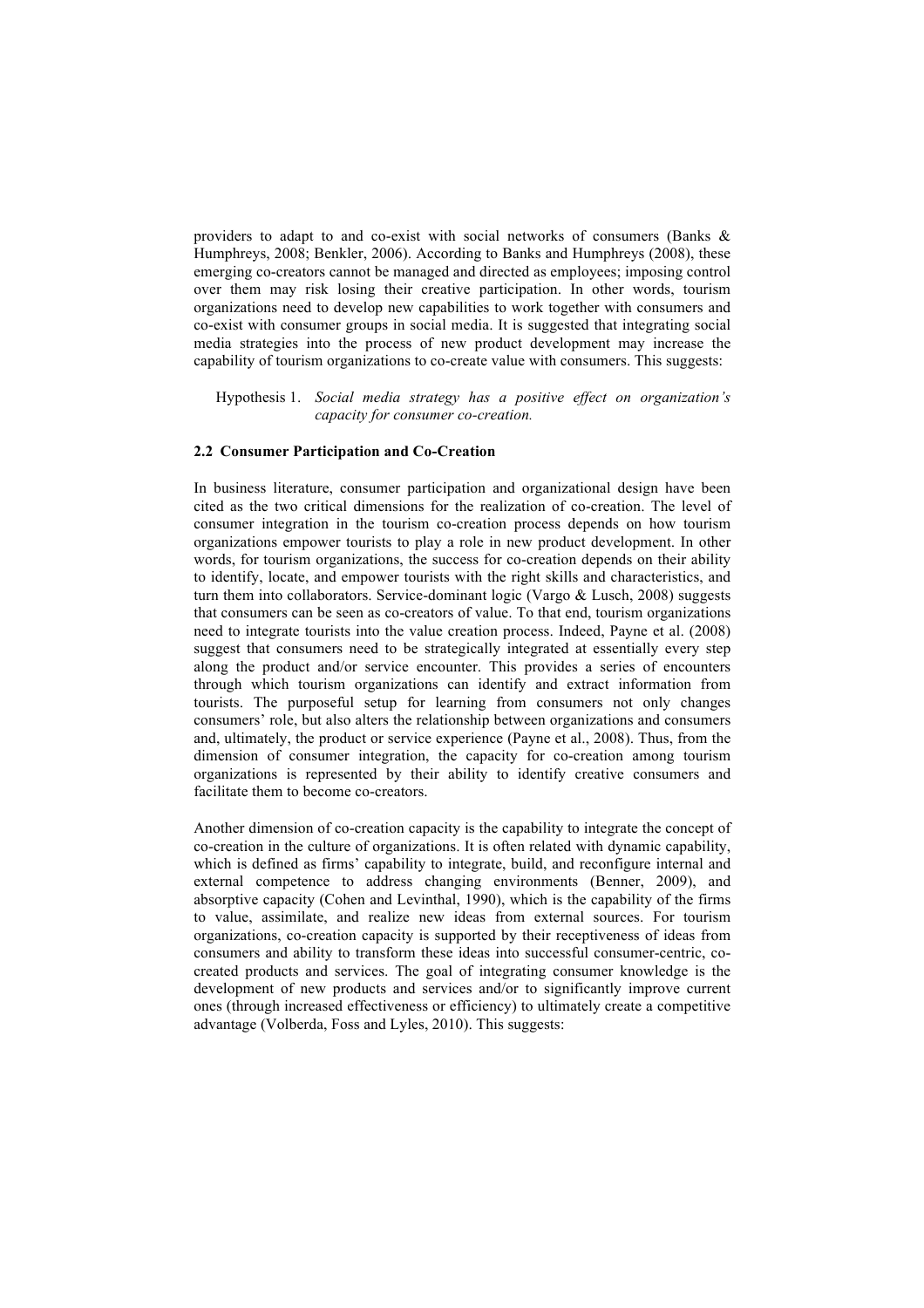providers to adapt to and co-exist with social networks of consumers (Banks & Humphreys, 2008; Benkler, 2006). According to Banks and Humphreys (2008), these emerging co-creators cannot be managed and directed as employees; imposing control over them may risk losing their creative participation. In other words, tourism organizations need to develop new capabilities to work together with consumers and co-exist with consumer groups in social media. It is suggested that integrating social media strategies into the process of new product development may increase the capability of tourism organizations to co-create value with consumers. This suggests:

> Hypothesis 1. *Social media strategy has a positive effect on organization's capacity for consumer co-creation.*

### 2.2 Consumer Participation and Co-Creation

In business literature, consumer participation and organizational design have been cited as the two critical dimensions for the realization of co-creation. The level of consumer integration in the tourism co-creation process depends on how tourism organizations empower tourists to play a role in new product development. In other words, for tourism organizations, the success for co-creation depends on their ability to identify, locate, and empower tourists with the right skills and characteristics, and turn them into collaborators. Service-dominant logic (Vargo & Lusch, 2008) suggests that consumers can be seen as co-creators of value. To that end, tourism organizations need to integrate tourists into the value creation process. Indeed, Payne et al. (2008) suggest that consumers need to be strategically integrated at essentially every step along the product and/or service encounter. This provides a series of encounters through which tourism organizations can identify and extract information from tourists. The purposeful setup for learning from consumers not only changes consumers' role, but also alters the relationship between organizations and consumers and, ultimately, the product or service experience (Payne et al., 2008). Thus, from the dimension of consumer integration, the capacity for co-creation among tourism organizations is represented by their ability to identify creative consumers and facilitate them to become co-creators.

Another dimension of co-creation capacity is the capability to integrate the concept of co-creation in the culture of organizations. It is often related with dynamic capability, which is defined as firms' capability to integrate, build, and reconfigure internal and external competence to address changing environments (Benner, 2009), and absorptive capacity (Cohen and Levinthal, 1990), which is the capability of the firms to value, assimilate, and realize new ideas from external sources. For tourism organizations, co-creation capacity is supported by their receptiveness of ideas from consumers and ability to transform these ideas into successful consumer-centric, co-created products and services. The goal of integrating consumer knowledge is the development of new products and services and/or to significantly improve current ones (through increased effectiveness or efficiency) to ultimately create a competitive advantage (Volberda, Foss and Lyles, 2010). This suggests: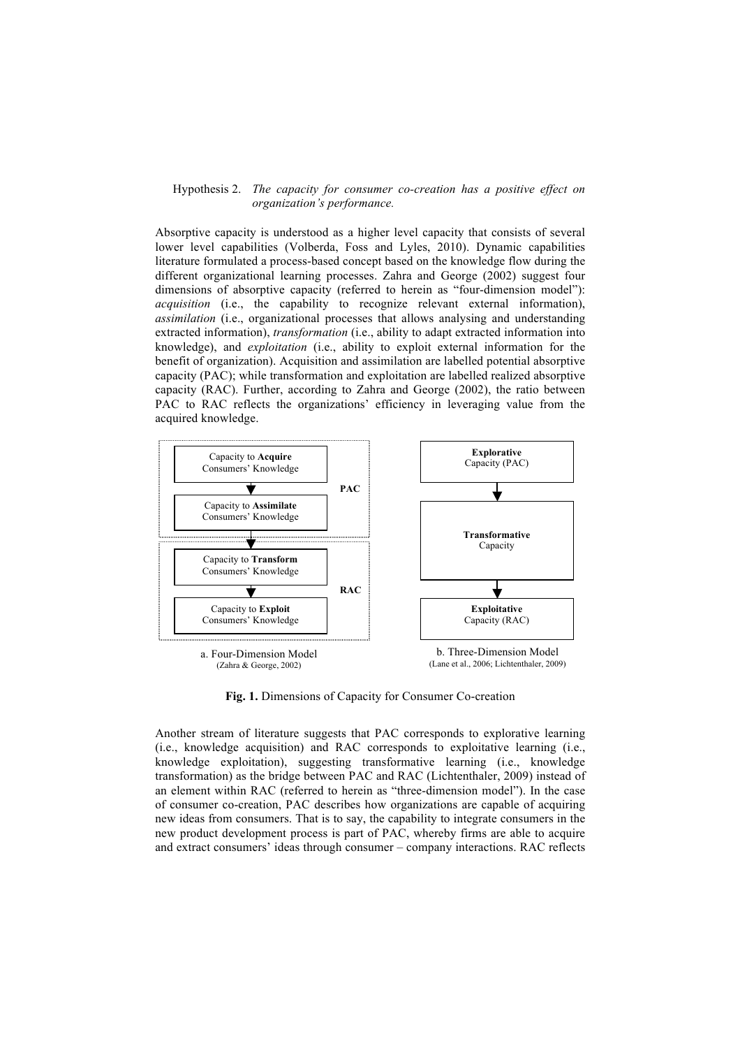Hypothesis 2. *The capacity for consumer co-creation has a positive effect on organization's performance.*

Absorptive capacity is understood as a higher level capacity that consists of several lower level capabilities (Volberda, Foss and Lyles, 2010). Dynamic capabilities literature formulated a process-based concept based on the knowledge flow during the different organizational learning processes. Zahra and George (2002) suggest four dimensions of absorptive capacity (referred to herein as "four-dimension model"): *acquisition* (i.e., the capability to recognize relevant external information), *assimilation* (i.e., organizational processes that allows analysing and understanding extracted information), *transformation* (i.e., ability to adapt extracted information into knowledge), and *exploitation* (i.e., ability to exploit external information for the benefit of organization). Acquisition and assimilation are labelled potential absorptive capacity (PAC); while transformation and exploitation are labelled realized absorptive capacity (RAC). Further, according to Zahra and George (2002), the ratio between PAC to RAC reflects the organizations' efficiency in leveraging value from the acquired knowledge.

Capacity to **Acquire** Consumers' Knowledge → Capacity to **Assimilate** Consumers' Knowledge (PAC) → Capacity to **Transform** Consumers' Knowledge → Capacity to **Exploit** Consumers' Knowledge (RAC)

a. Four-Dimension Model (Zahra & George, 2002)

**Explorative** Capacity (PAC) → **Transformative** Capacity → **Exploitative** Capacity (RAC)

b. Three-Dimension Model (Lane et al., 2006; Lichtenthaler, 2009)

**Fig. 1.** Dimensions of Capacity for Consumer Co-creation

Another stream of literature suggests that PAC corresponds to explorative learning (i.e., knowledge acquisition) and RAC corresponds to exploitative learning (i.e., knowledge exploitation), suggesting transformative learning (i.e., knowledge transformation) as the bridge between PAC and RAC (Lichtenthaler, 2009) instead of an element within RAC (referred to herein as "three-dimension model"). In the case of consumer co-creation, PAC describes how organizations are capable of acquiring new ideas from consumers. That is to say, the capability to integrate consumers in the new product development process is part of PAC, whereby firms are able to acquire and extract consumers' ideas through consumer – company interactions. RAC reflects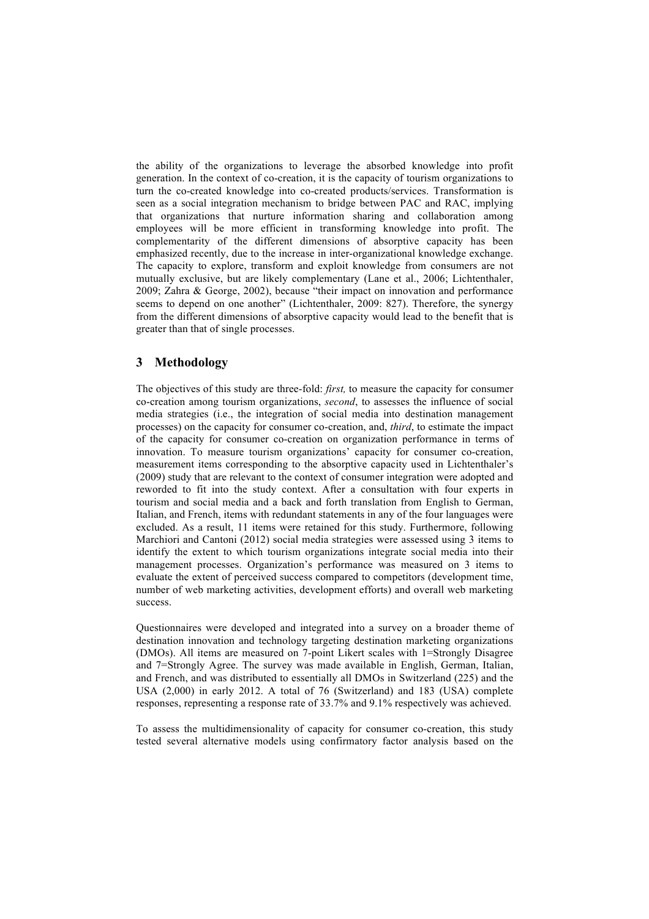the ability of the organizations to leverage the absorbed knowledge into profit generation. In the context of co-creation, it is the capacity of tourism organizations to turn the co-created knowledge into co-created products/services. Transformation is seen as a social integration mechanism to bridge between PAC and RAC, implying that organizations that nurture information sharing and collaboration among employees will be more efficient in transforming knowledge into profit. The complementarity of the different dimensions of absorptive capacity has been emphasized recently, due to the increase in inter-organizational knowledge exchange. The capacity to explore, transform and exploit knowledge from consumers are not mutually exclusive, but are likely complementary (Lane et al., 2006; Lichtenthaler, 2009; Zahra & George, 2002), because "their impact on innovation and performance seems to depend on one another" (Lichtenthaler, 2009: 827). Therefore, the synergy from the different dimensions of absorptive capacity would lead to the benefit that is greater than that of single processes.

## 3 Methodology

The objectives of this study are three-fold: *first,* to measure the capacity for consumer co-creation among tourism organizations, *second*, to assesses the influence of social media strategies (i.e., the integration of social media into destination management processes) on the capacity for consumer co-creation, and, *third*, to estimate the impact of the capacity for consumer co-creation on organization performance in terms of innovation. To measure tourism organizations' capacity for consumer co-creation, measurement items corresponding to the absorptive capacity used in Lichtenthaler's (2009) study that are relevant to the context of consumer integration were adopted and reworded to fit into the study context. After a consultation with four experts in tourism and social media and a back and forth translation from English to German, Italian, and French, items with redundant statements in any of the four languages were excluded. As a result, 11 items were retained for this study. Furthermore, following Marchiori and Cantoni (2012) social media strategies were assessed using 3 items to identify the extent to which tourism organizations integrate social media into their management processes. Organization's performance was measured on 3 items to evaluate the extent of perceived success compared to competitors (development time, number of web marketing activities, development efforts) and overall web marketing success.

Questionnaires were developed and integrated into a survey on a broader theme of destination innovation and technology targeting destination marketing organizations (DMOs). All items are measured on 7-point Likert scales with 1=Strongly Disagree and 7=Strongly Agree. The survey was made available in English, German, Italian, and French, and was distributed to essentially all DMOs in Switzerland (225) and the USA (2,000) in early 2012. A total of 76 (Switzerland) and 183 (USA) complete responses, representing a response rate of 33.7% and 9.1% respectively was achieved.

To assess the multidimensionality of capacity for consumer co-creation, this study tested several alternative models using confirmatory factor analysis based on the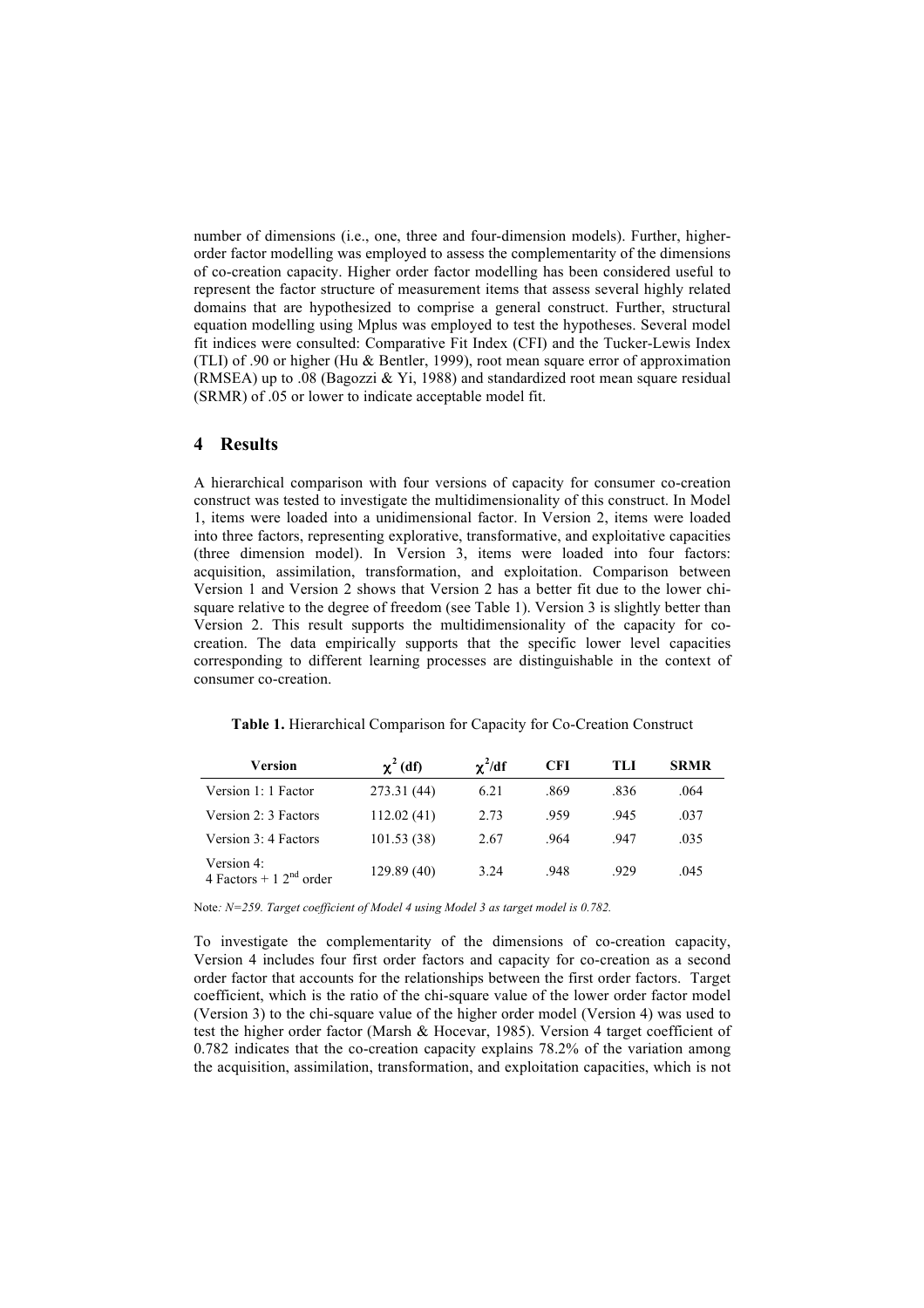number of dimensions (i.e., one, three and four-dimension models). Further, higher-order factor modelling was employed to assess the complementarity of the dimensions of co-creation capacity. Higher order factor modelling has been considered useful to represent the factor structure of measurement items that assess several highly related domains that are hypothesized to comprise a general construct. Further, structural equation modelling using Mplus was employed to test the hypotheses. Several model fit indices were consulted: Comparative Fit Index (CFI) and the Tucker-Lewis Index (TLI) of .90 or higher (Hu & Bentler, 1999), root mean square error of approximation (RMSEA) up to .08 (Bagozzi & Yi, 1988) and standardized root mean square residual (SRMR) of .05 or lower to indicate acceptable model fit.

## 4 Results

A hierarchical comparison with four versions of capacity for consumer co-creation construct was tested to investigate the multidimensionality of this construct. In Model 1, items were loaded into a unidimensional factor. In Version 2, items were loaded into three factors, representing explorative, transformative, and exploitative capacities (three dimension model). In Version 3, items were loaded into four factors: acquisition, assimilation, transformation, and exploitation. Comparison between Version 1 and Version 2 shows that Version 2 has a better fit due to the lower chi-square relative to the degree of freedom (see Table 1). Version 3 is slightly better than Version 2. This result supports the multidimensionality of the capacity for co-creation. The data empirically supports that the specific lower level capacities corresponding to different learning processes are distinguishable in the context of consumer co-creation.

**Table 1.** Hierarchical Comparison for Capacity for Co-Creation Construct

| Version | $\chi^2$ (df) | $\chi^2$/df | CFI | TLI | SRMR |
|---|---|---|---|---|---|
| Version 1: 1 Factor | 273.31 (44) | 6.21 | .869 | .836 | .064 |
| Version 2: 3 Factors | 112.02 (41) | 2.73 | .959 | .945 | .037 |
| Version 3: 4 Factors | 101.53 (38) | 2.67 | .964 | .947 | .035 |
| Version 4: 4 Factors + 1 $2^{nd}$ order | 129.89 (40) | 3.24 | .948 | .929 | .045 |

Note*: N=259. Target coefficient of Model 4 using Model 3 as target model is 0.782.*

To investigate the complementarity of the dimensions of co-creation capacity, Version 4 includes four first order factors and capacity for co-creation as a second order factor that accounts for the relationships between the first order factors. Target coefficient, which is the ratio of the chi-square value of the lower order factor model (Version 3) to the chi-square value of the higher order model (Version 4) was used to test the higher order factor (Marsh & Hocevar, 1985). Version 4 target coefficient of 0.782 indicates that the co-creation capacity explains 78.2% of the variation among the acquisition, assimilation, transformation, and exploitation capacities, which is not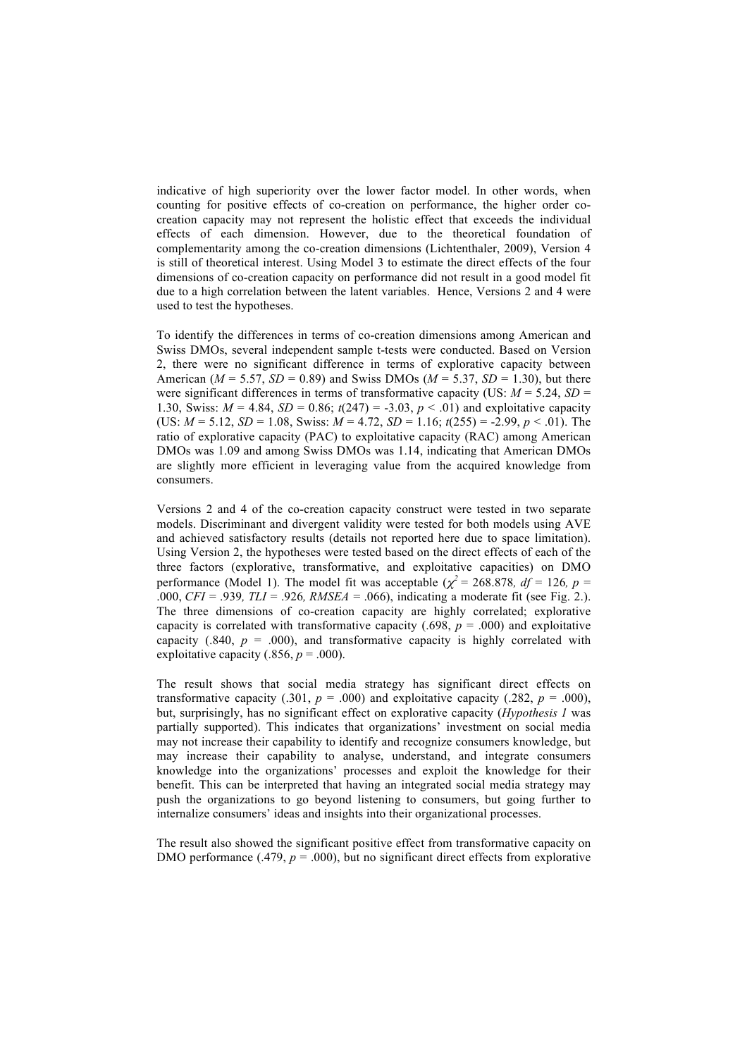indicative of high superiority over the lower factor model. In other words, when counting for positive effects of co-creation on performance, the higher order co-creation capacity may not represent the holistic effect that exceeds the individual effects of each dimension. However, due to the theoretical foundation of complementarity among the co-creation dimensions (Lichtenthaler, 2009), Version 4 is still of theoretical interest. Using Model 3 to estimate the direct effects of the four dimensions of co-creation capacity on performance did not result in a good model fit due to a high correlation between the latent variables. Hence, Versions 2 and 4 were used to test the hypotheses.

To identify the differences in terms of co-creation dimensions among American and Swiss DMOs, several independent sample t-tests were conducted. Based on Version 2, there were no significant difference in terms of explorative capacity between American ($M$ = 5.57, $SD$ = 0.89) and Swiss DMOs ($M$ = 5.37, $SD$ = 1.30), but there were significant differences in terms of transformative capacity (US: $M$ = 5.24, $SD$ = 1.30, Swiss: $M$ = 4.84, $SD$ = 0.86; $t(247) = -3.03$, $p < .01$) and exploitative capacity (US: $M$ = 5.12, $SD$ = 1.08, Swiss: $M$ = 4.72, $SD$ = 1.16; $t(255) = -2.99$, $p < .01$). The ratio of explorative capacity (PAC) to exploitative capacity (RAC) among American DMOs was 1.09 and among Swiss DMOs was 1.14, indicating that American DMOs are slightly more efficient in leveraging value from the acquired knowledge from consumers.

Versions 2 and 4 of the co-creation capacity construct were tested in two separate models. Discriminant and divergent validity were tested for both models using AVE and achieved satisfactory results (details not reported here due to space limitation). Using Version 2, the hypotheses were tested based on the direct effects of each of the three factors (explorative, transformative, and exploitative capacities) on DMO performance (Model 1). The model fit was acceptable ($\chi^2$ = 268.878, $df$ = 126, $p$ = .000, $CFI$ = .939, $TLI$ = .926, $RMSEA$ = .066), indicating a moderate fit (see Fig. 2.). The three dimensions of co-creation capacity are highly correlated; explorative capacity is correlated with transformative capacity (.698, $p$ = .000) and exploitative capacity (.840, $p$ = .000), and transformative capacity is highly correlated with exploitative capacity (.856, $p$ = .000).

The result shows that social media strategy has significant direct effects on transformative capacity (.301, $p$ = .000) and exploitative capacity (.282, $p$ = .000), but, surprisingly, has no significant effect on explorative capacity (*Hypothesis 1* was partially supported). This indicates that organizations' investment on social media may not increase their capability to identify and recognize consumers knowledge, but may increase their capability to analyse, understand, and integrate consumers knowledge into the organizations' processes and exploit the knowledge for their benefit. This can be interpreted that having an integrated social media strategy may push the organizations to go beyond listening to consumers, but going further to internalize consumers' ideas and insights into their organizational processes.

The result also showed the significant positive effect from transformative capacity on DMO performance (.479, $p$ = .000), but no significant direct effects from explorative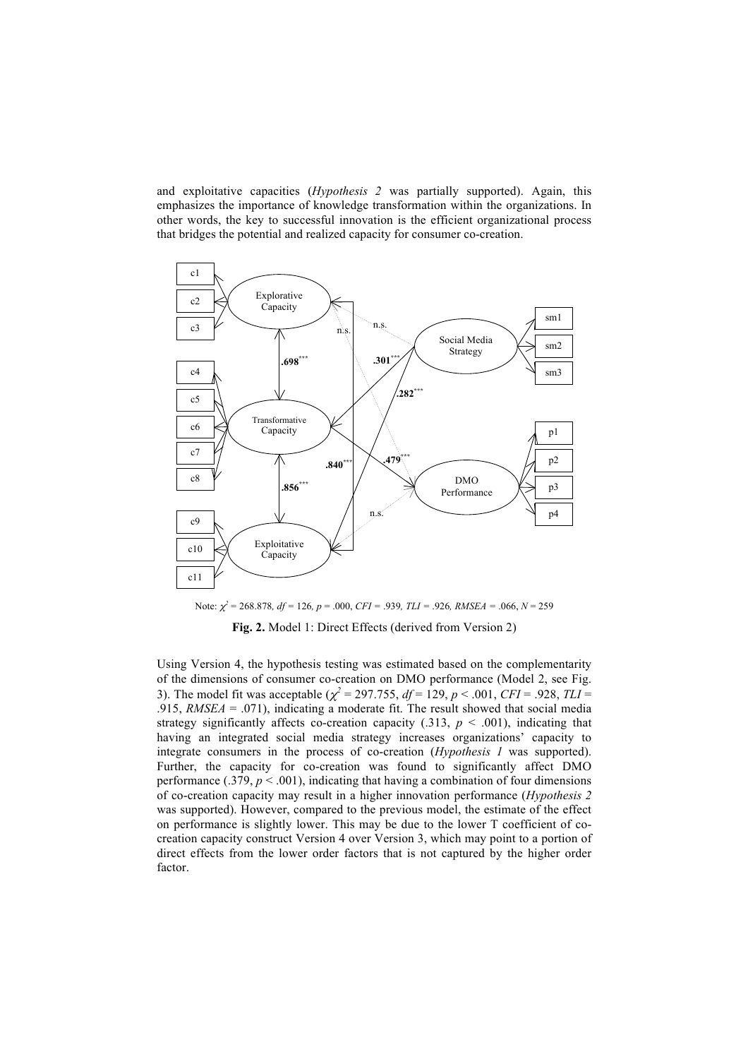and exploitative capacities (*Hypothesis 2* was partially supported). Again, this emphasizes the importance of knowledge transformation within the organizations. In other words, the key to successful innovation is the efficient organizational process that bridges the potential and realized capacity for consumer co-creation.

Note: $\chi^2$ = 268.878, *df* = 126, *p* = .000, *CFI* = .939, *TLI* = .926, *RMSEA* = .066, *N* = 259

**Fig. 2.** Model 1: Direct Effects (derived from Version 2)

Using Version 4, the hypothesis testing was estimated based on the complementarity of the dimensions of consumer co-creation on DMO performance (Model 2, see Fig. 3). The model fit was acceptable ($\chi^2$ = 297.755, *df* = 129, $p < .001$, *CFI* = .928, *TLI* = .915, *RMSEA* = .071), indicating a moderate fit. The result showed that social media strategy significantly affects co-creation capacity (.313, $p < .001$), indicating that having an integrated social media strategy increases organizations' capacity to integrate consumers in the process of co-creation (*Hypothesis 1* was supported). Further, the capacity for co-creation was found to significantly affect DMO performance (.379, $p < .001$), indicating that having a combination of four dimensions of co-creation capacity may result in a higher innovation performance (*Hypothesis 2* was supported). However, compared to the previous model, the estimate of the effect on performance is slightly lower. This may be due to the lower T coefficient of co-creation capacity construct Version 4 over Version 3, which may point to a portion of direct effects from the lower order factors that is not captured by the higher order factor.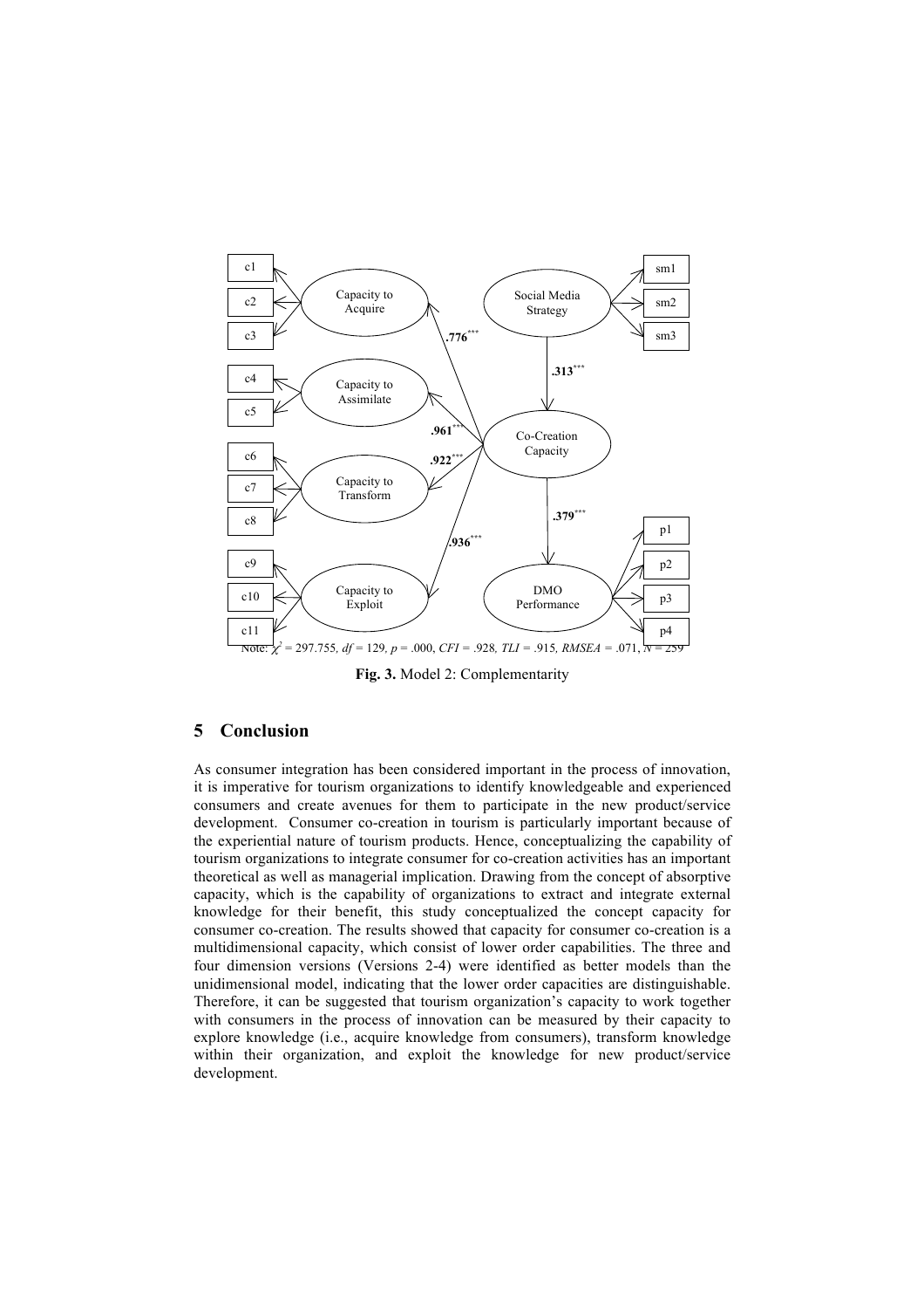Note: $\chi^2$ = 297.755, $df$ = 129, $p$ = .000, $CFI$ = .928, $TLI$ = .915, $RMSEA$ = .071, $N$ = 259

**Fig. 3.** Model 2: Complementarity

## 5 Conclusion

As consumer integration has been considered important in the process of innovation, it is imperative for tourism organizations to identify knowledgeable and experienced consumers and create avenues for them to participate in the new product/service development. Consumer co-creation in tourism is particularly important because of the experiential nature of tourism products. Hence, conceptualizing the capability of tourism organizations to integrate consumer for co-creation activities has an important theoretical as well as managerial implication. Drawing from the concept of absorptive capacity, which is the capability of organizations to extract and integrate external knowledge for their benefit, this study conceptualized the concept capacity for consumer co-creation. The results showed that capacity for consumer co-creation is a multidimensional capacity, which consist of lower order capabilities. The three and four dimension versions (Versions 2-4) were identified as better models than the unidimensional model, indicating that the lower order capacities are distinguishable. Therefore, it can be suggested that tourism organization's capacity to work together with consumers in the process of innovation can be measured by their capacity to explore knowledge (i.e., acquire knowledge from consumers), transform knowledge within their organization, and exploit the knowledge for new product/service development.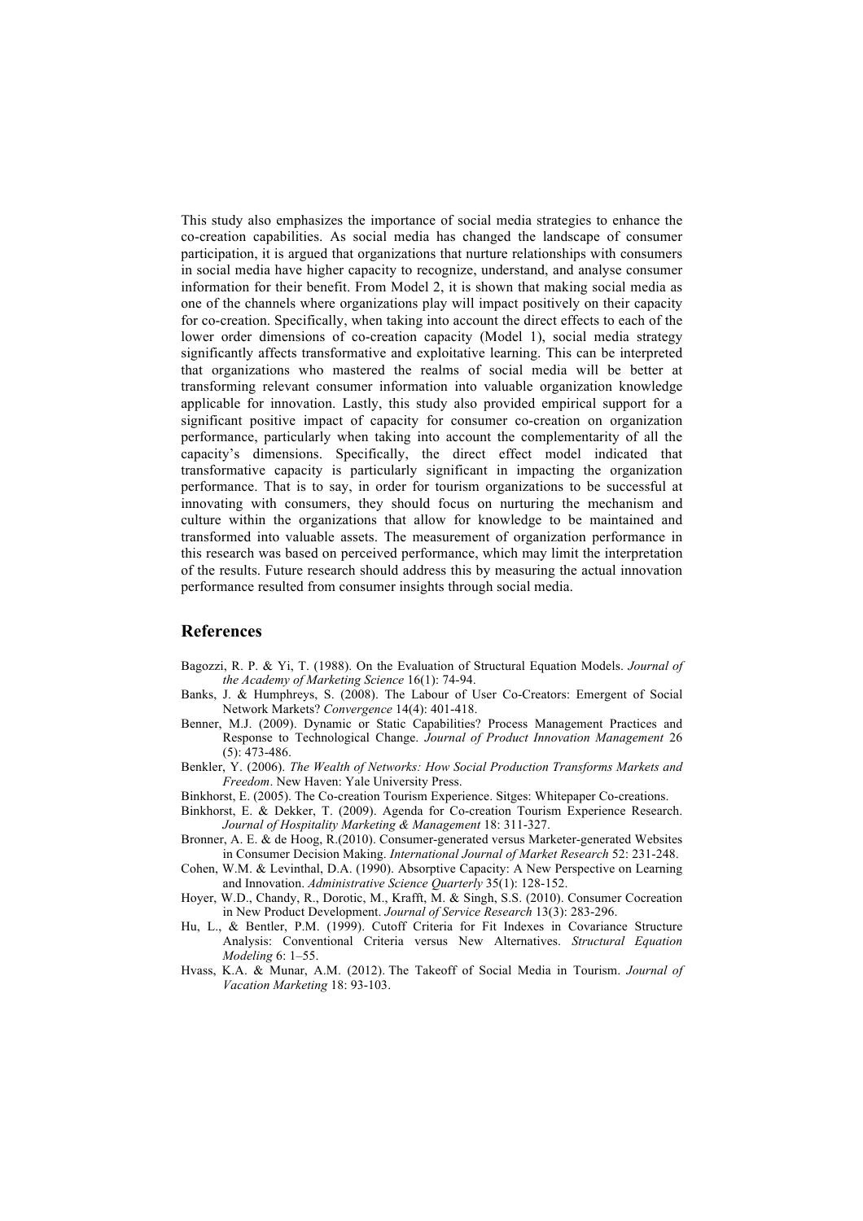This study also emphasizes the importance of social media strategies to enhance the co-creation capabilities. As social media has changed the landscape of consumer participation, it is argued that organizations that nurture relationships with consumers in social media have higher capacity to recognize, understand, and analyse consumer information for their benefit. From Model 2, it is shown that making social media as one of the channels where organizations play will impact positively on their capacity for co-creation. Specifically, when taking into account the direct effects to each of the lower order dimensions of co-creation capacity (Model 1), social media strategy significantly affects transformative and exploitative learning. This can be interpreted that organizations who mastered the realms of social media will be better at transforming relevant consumer information into valuable organization knowledge applicable for innovation. Lastly, this study also provided empirical support for a significant positive impact of capacity for consumer co-creation on organization performance, particularly when taking into account the complementarity of all the capacity's dimensions. Specifically, the direct effect model indicated that transformative capacity is particularly significant in impacting the organization performance. That is to say, in order for tourism organizations to be successful at innovating with consumers, they should focus on nurturing the mechanism and culture within the organizations that allow for knowledge to be maintained and transformed into valuable assets. The measurement of organization performance in this research was based on perceived performance, which may limit the interpretation of the results. Future research should address this by measuring the actual innovation performance resulted from consumer insights through social media.

## References

Bagozzi, R. P. & Yi, T. (1988). On the Evaluation of Structural Equation Models. *Journal of the Academy of Marketing Science* 16(1): 74-94.

Banks, J. & Humphreys, S. (2008). The Labour of User Co-Creators: Emergent of Social Network Markets? *Convergence* 14(4): 401-418.

Benner, M.J. (2009). Dynamic or Static Capabilities? Process Management Practices and Response to Technological Change. *Journal of Product Innovation Management* 26 (5): 473-486.

Benkler, Y. (2006). *The Wealth of Networks: How Social Production Transforms Markets and Freedom*. New Haven: Yale University Press.

Binkhorst, E. (2005). The Co-creation Tourism Experience. Sitges: Whitepaper Co-creations.

Binkhorst, E. & Dekker, T. (2009). Agenda for Co-creation Tourism Experience Research. *Journal of Hospitality Marketing & Management* 18: 311-327.

Bronner, A. E. & de Hoog, R.(2010). Consumer-generated versus Marketer-generated Websites in Consumer Decision Making. *International Journal of Market Research* 52: 231-248.

Cohen, W.M. & Levinthal, D.A. (1990). Absorptive Capacity: A New Perspective on Learning and Innovation. *Administrative Science Quarterly* 35(1): 128-152.

Hoyer, W.D., Chandy, R., Dorotic, M., Krafft, M. & Singh, S.S. (2010). Consumer Cocreation in New Product Development. *Journal of Service Research* 13(3): 283-296.

Hu, L., & Bentler, P.M. (1999). Cutoff Criteria for Fit Indexes in Covariance Structure Analysis: Conventional Criteria versus New Alternatives. *Structural Equation Modeling* 6: 1–55.

Hvass, K.A. & Munar, A.M. (2012). The Takeoff of Social Media in Tourism. *Journal of Vacation Marketing* 18: 93-103.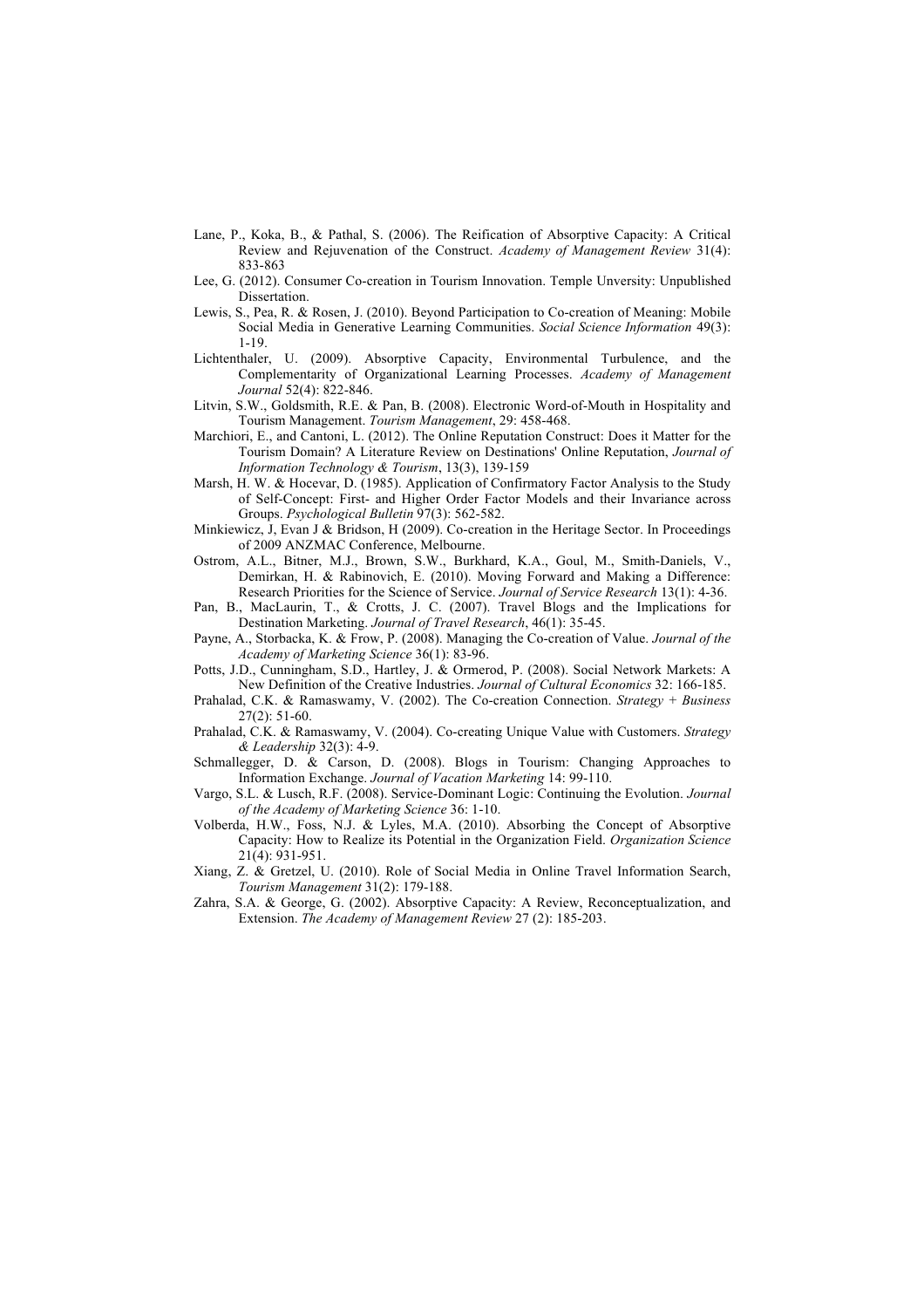Lane, P., Koka, B., & Pathal, S. (2006). The Reification of Absorptive Capacity: A Critical Review and Rejuvenation of the Construct. *Academy of Management Review* 31(4): 833-863

Lee, G. (2012). Consumer Co-creation in Tourism Innovation. Temple Unversity: Unpublished Dissertation.

Lewis, S., Pea, R. & Rosen, J. (2010). Beyond Participation to Co-creation of Meaning: Mobile Social Media in Generative Learning Communities. *Social Science Information* 49(3): 1-19.

Lichtenthaler, U. (2009). Absorptive Capacity, Environmental Turbulence, and the Complementarity of Organizational Learning Processes. *Academy of Management Journal* 52(4): 822-846.

Litvin, S.W., Goldsmith, R.E. & Pan, B. (2008). Electronic Word-of-Mouth in Hospitality and Tourism Management. *Tourism Management*, 29: 458-468.

Marchiori, E., and Cantoni, L. (2012). The Online Reputation Construct: Does it Matter for the Tourism Domain? A Literature Review on Destinations' Online Reputation, *Journal of Information Technology & Tourism*, 13(3), 139-159

Marsh, H. W. & Hocevar, D. (1985). Application of Confirmatory Factor Analysis to the Study of Self-Concept: First- and Higher Order Factor Models and their Invariance across Groups. *Psychological Bulletin* 97(3): 562-582.

Minkiewicz, J, Evan J & Bridson, H (2009). Co-creation in the Heritage Sector. In Proceedings of 2009 ANZMAC Conference, Melbourne.

Ostrom, A.L., Bitner, M.J., Brown, S.W., Burkhard, K.A., Goul, M., Smith-Daniels, V., Demirkan, H. & Rabinovich, E. (2010). Moving Forward and Making a Difference: Research Priorities for the Science of Service. *Journal of Service Research* 13(1): 4-36.

Pan, B., MacLaurin, T., & Crotts, J. C. (2007). Travel Blogs and the Implications for Destination Marketing. *Journal of Travel Research*, 46(1): 35-45.

Payne, A., Storbacka, K. & Frow, P. (2008). Managing the Co-creation of Value. *Journal of the Academy of Marketing Science* 36(1): 83-96.

Potts, J.D., Cunningham, S.D., Hartley, J. & Ormerod, P. (2008). Social Network Markets: A New Definition of the Creative Industries. *Journal of Cultural Economics* 32: 166-185.

Prahalad, C.K. & Ramaswamy, V. (2002). The Co-creation Connection. *Strategy + Business* 27(2): 51-60.

Prahalad, C.K. & Ramaswamy, V. (2004). Co-creating Unique Value with Customers. *Strategy & Leadership* 32(3): 4-9.

Schmallegger, D. & Carson, D. (2008). Blogs in Tourism: Changing Approaches to Information Exchange. *Journal of Vacation Marketing* 14: 99-110.

Vargo, S.L. & Lusch, R.F. (2008). Service-Dominant Logic: Continuing the Evolution. *Journal of the Academy of Marketing Science* 36: 1-10.

Volberda, H.W., Foss, N.J. & Lyles, M.A. (2010). Absorbing the Concept of Absorptive Capacity: How to Realize its Potential in the Organization Field. *Organization Science* 21(4): 931-951.

Xiang, Z. & Gretzel, U. (2010). Role of Social Media in Online Travel Information Search, *Tourism Management* 31(2): 179-188.

Zahra, S.A. & George, G. (2002). Absorptive Capacity: A Review, Reconceptualization, and Extension. *The Academy of Management Review* 27 (2): 185-203.